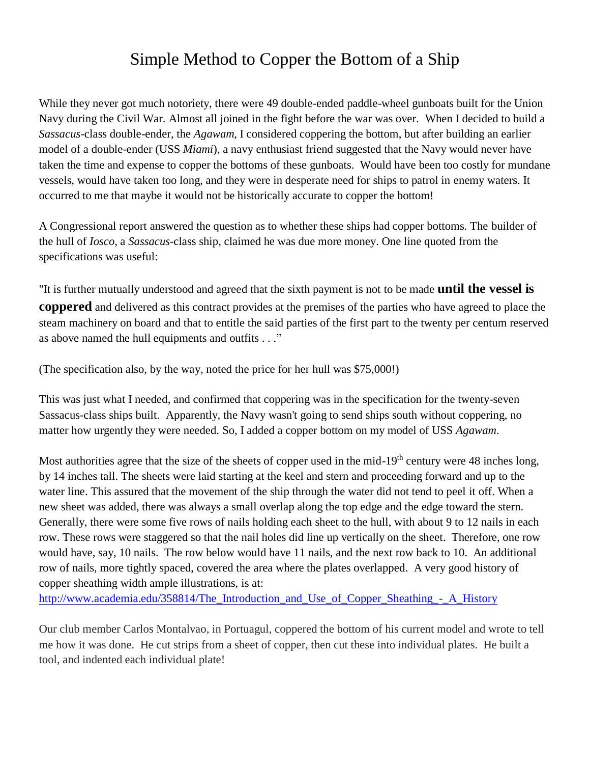# Simple Method to Copper the Bottom of a Ship

While they never got much notoriety, there were 49 double-ended paddle-wheel gunboats built for the Union Navy during the Civil War. Almost all joined in the fight before the war was over. When I decided to build a *Sassacus*-class double-ender, the *Agawam*, I considered coppering the bottom, but after building an earlier model of a double-ender (USS *Miami*), a navy enthusiast friend suggested that the Navy would never have taken the time and expense to copper the bottoms of these gunboats. Would have been too costly for mundane vessels, would have taken too long, and they were in desperate need for ships to patrol in enemy waters. It occurred to me that maybe it would not be historically accurate to copper the bottom!

A Congressional report answered the question as to whether these ships had copper bottoms. The builder of the hull of *Iosco*, a *Sassacus*-class ship, claimed he was due more money. One line quoted from the specifications was useful:

"It is further mutually understood and agreed that the sixth payment is not to be made **until the vessel is coppered** and delivered as this contract provides at the premises of the parties who have agreed to place the steam machinery on board and that to entitle the said parties of the first part to the twenty per centum reserved as above named the hull equipments and outfits . . ."

(The specification also, by the way, noted the price for her hull was $75,000!)

This was just what I needed, and confirmed that coppering was in the specification for the twenty-seven Sassacus-class ships built. Apparently, the Navy wasn't going to send ships south without coppering, no matter how urgently they were needed. So, I added a copper bottom on my model of USS *Agawam*.

Most authorities agree that the size of the sheets of copper used in the mid-19th century were 48 inches long, by 14 inches tall. The sheets were laid starting at the keel and stern and proceeding forward and up to the water line. This assured that the movement of the ship through the water did not tend to peel it off. When a new sheet was added, there was always a small overlap along the top edge and the edge toward the stern. Generally, there were some five rows of nails holding each sheet to the hull, with about 9 to 12 nails in each row. These rows were staggered so that the nail holes did line up vertically on the sheet. Therefore, one row would have, say, 10 nails. The row below would have 11 nails, and the next row back to 10. An additional row of nails, more tightly spaced, covered the area where the plates overlapped. A very good history of copper sheathing width ample illustrations, is at:
http://www.academia.edu/358814/The_Introduction_and_Use_of_Copper_Sheathing_-_A_History

Our club member Carlos Montalvao, in Portuagul, coppered the bottom of his current model and wrote to tell me how it was done. He cut strips from a sheet of copper, then cut these into individual plates. He built a tool, and indented each individual plate!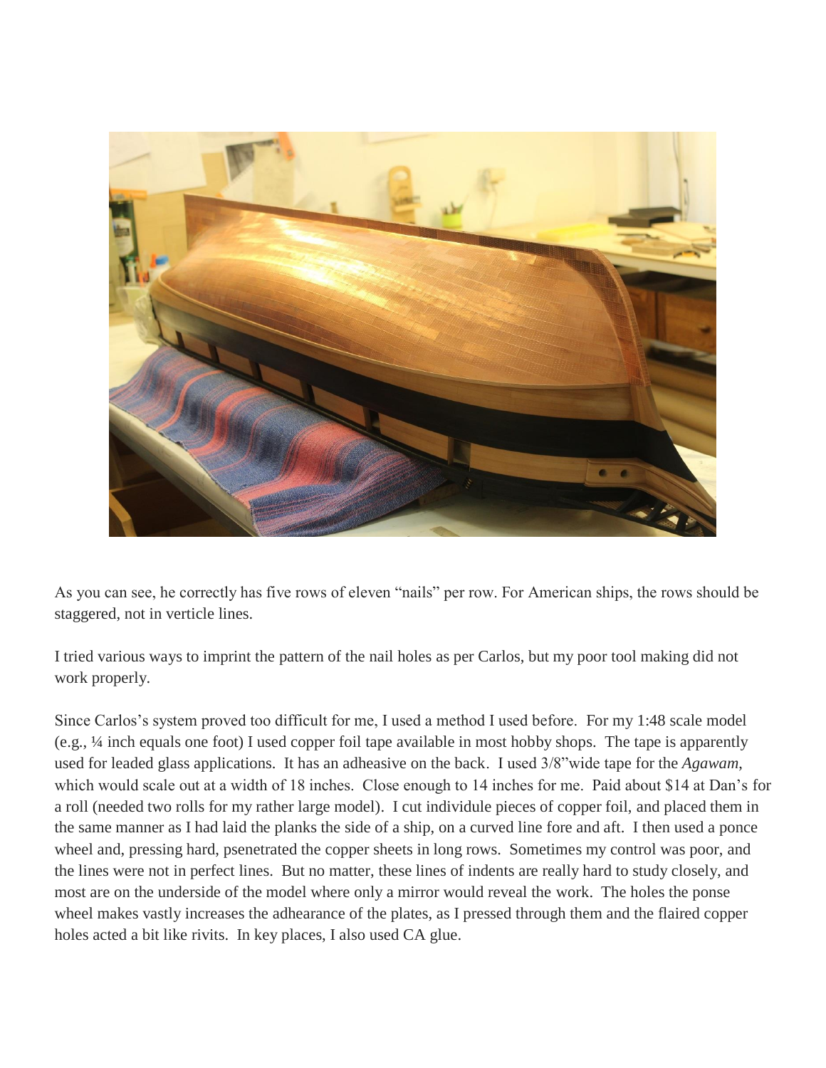As you can see, he correctly has five rows of eleven “nails” per row. For American ships, the rows should be staggered, not in verticle lines.

I tried various ways to imprint the pattern of the nail holes as per Carlos, but my poor tool making did not work properly.

Since Carlos’s system proved too difficult for me, I used a method I used before. For my 1:48 scale model (e.g., ¼ inch equals one foot) I used copper foil tape available in most hobby shops. The tape is apparently used for leaded glass applications. It has an adhesive on the back. I used 3/8”wide tape for the *Agawam*, which would scale out at a width of 18 inches. Close enough to 14 inches for me. Paid about $14 at Dan’s for a roll (needed two rolls for my rather large model). I cut individule pieces of copper foil, and placed them in the same manner as I had laid the planks the side of a ship, on a curved line fore and aft. I then used a ponce wheel and, pressing hard, psenetrated the copper sheets in long rows. Sometimes my control was poor, and the lines were not in perfect lines. But no matter, these lines of indents are really hard to study closely, and most are on the underside of the model where only a mirror would reveal the work. The holes the ponse wheel makes vastly increases the adhearance of the plates, as I pressed through them and the flaired copper holes acted a bit like rivits. In key places, I also used CA glue.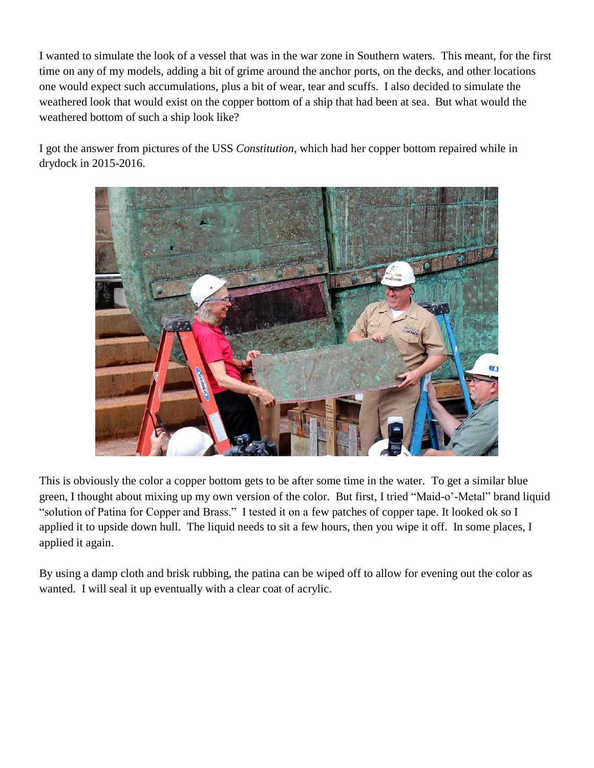I wanted to simulate the look of a vessel that was in the war zone in Southern waters. This meant, for the first time on any of my models, adding a bit of grime around the anchor ports, on the decks, and other locations one would expect such accumulations, plus a bit of wear, tear and scuffs. I also decided to simulate the weathered look that would exist on the copper bottom of a ship that had been at sea. But what would the weathered bottom of such a ship look like?

I got the answer from pictures of the USS *Constitution*, which had her copper bottom repaired while in drydock in 2015-2016.

This is obviously the color a copper bottom gets to be after some time in the water. To get a similar blue green, I thought about mixing up my own version of the color. But first, I tried "Maid-o'-Metal" brand liquid "solution of Patina for Copper and Brass." I tested it on a few patches of copper tape. It looked ok so I applied it to upside down hull. The liquid needs to sit a few hours, then you wipe it off. In some places, I applied it again.

By using a damp cloth and brisk rubbing, the patina can be wiped off to allow for evening out the color as wanted. I will seal it up eventually with a clear coat of acrylic.